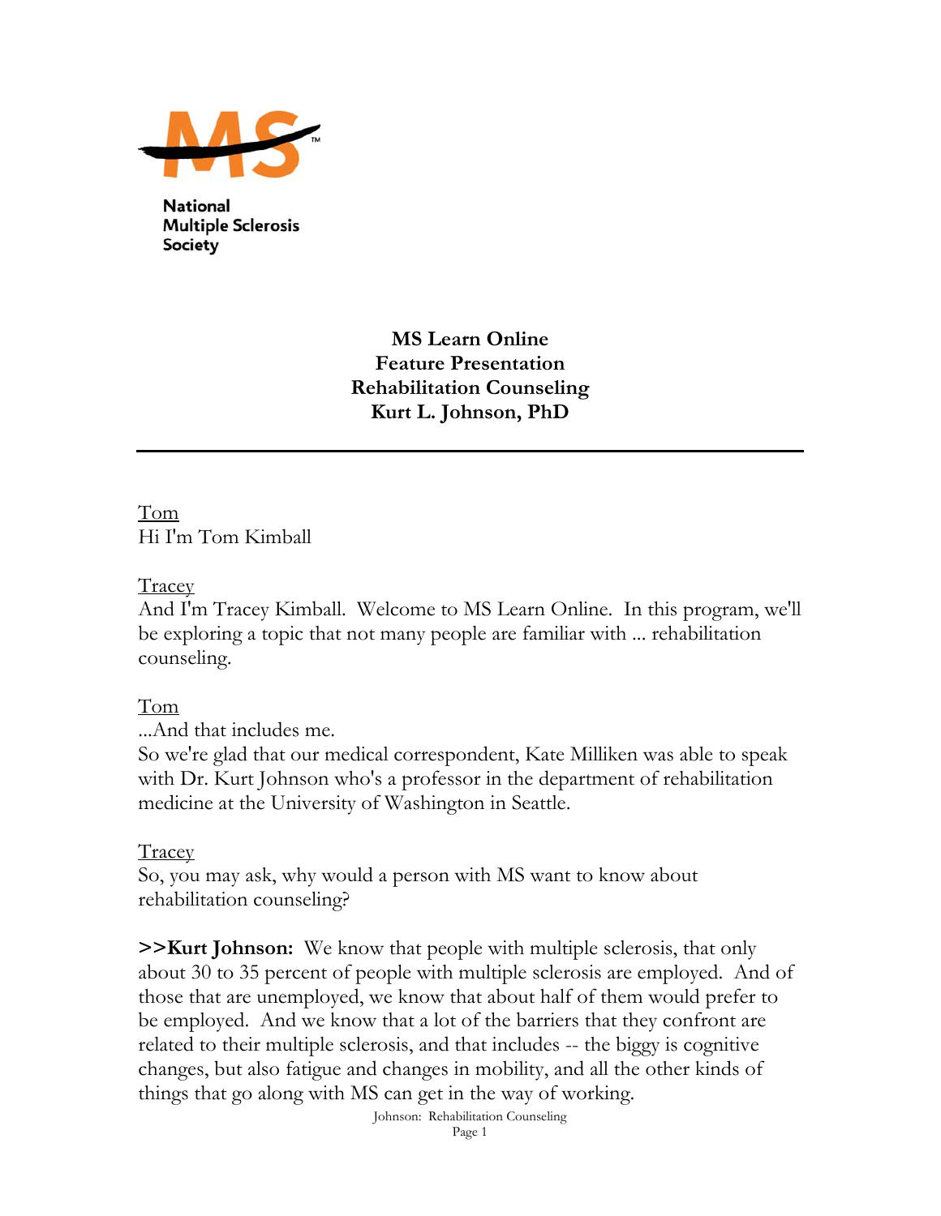National Multiple Sclerosis Society

# MS Learn Online
## Feature Presentation
## Rehabilitation Counseling
## Kurt L. Johnson, PhD

---

Tom
Hi I'm Tom Kimball

Tracey
And I'm Tracey Kimball. Welcome to MS Learn Online. In this program, we'll be exploring a topic that not many people are familiar with ... rehabilitation counseling.

Tom
...And that includes me.
So we're glad that our medical correspondent, Kate Milliken was able to speak with Dr. Kurt Johnson who's a professor in the department of rehabilitation medicine at the University of Washington in Seattle.

Tracey
So, you may ask, why would a person with MS want to know about rehabilitation counseling?

**>>Kurt Johnson:** We know that people with multiple sclerosis, that only about 30 to 35 percent of people with multiple sclerosis are employed. And of those that are unemployed, we know that about half of them would prefer to be employed. And we know that a lot of the barriers that they confront are related to their multiple sclerosis, and that includes -- the biggy is cognitive changes, but also fatigue and changes in mobility, and all the other kinds of things that go along with MS can get in the way of working.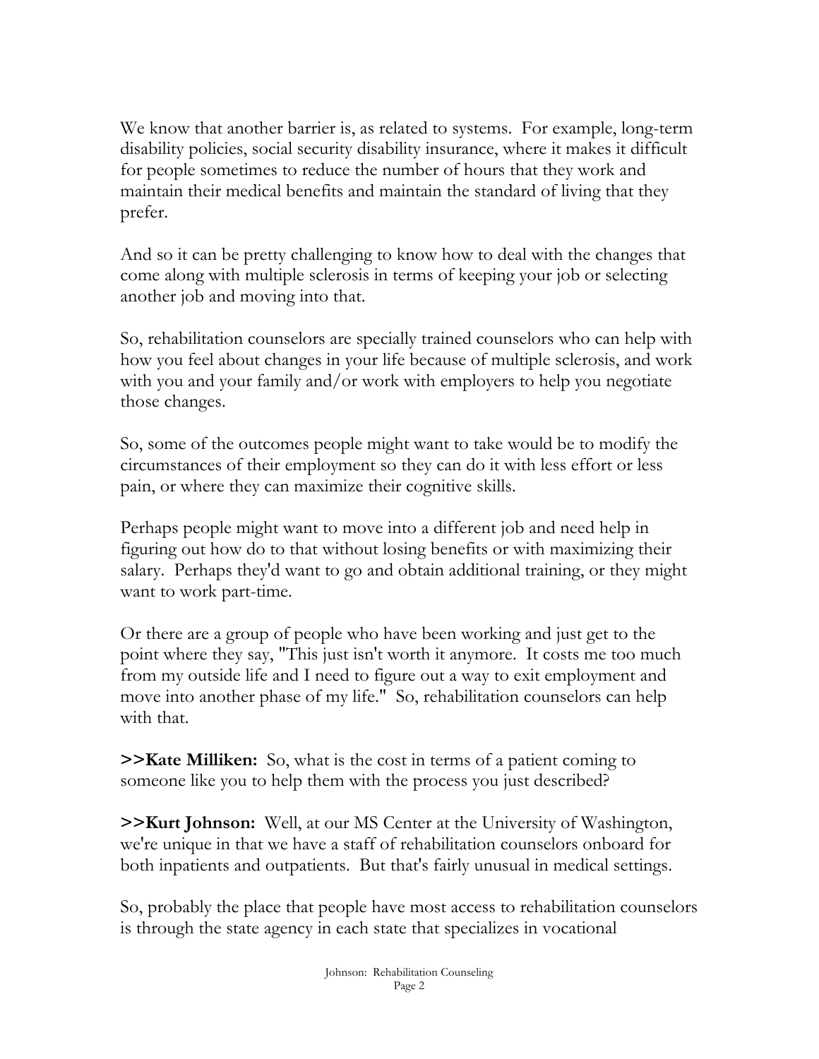We know that another barrier is, as related to systems. For example, long-term disability policies, social security disability insurance, where it makes it difficult for people sometimes to reduce the number of hours that they work and maintain their medical benefits and maintain the standard of living that they prefer.

And so it can be pretty challenging to know how to deal with the changes that come along with multiple sclerosis in terms of keeping your job or selecting another job and moving into that.

So, rehabilitation counselors are specially trained counselors who can help with how you feel about changes in your life because of multiple sclerosis, and work with you and your family and/or work with employers to help you negotiate those changes.

So, some of the outcomes people might want to take would be to modify the circumstances of their employment so they can do it with less effort or less pain, or where they can maximize their cognitive skills.

Perhaps people might want to move into a different job and need help in figuring out how do to that without losing benefits or with maximizing their salary. Perhaps they'd want to go and obtain additional training, or they might want to work part-time.

Or there are a group of people who have been working and just get to the point where they say, "This just isn't worth it anymore. It costs me too much from my outside life and I need to figure out a way to exit employment and move into another phase of my life." So, rehabilitation counselors can help with that.

**>>Kate Milliken:** So, what is the cost in terms of a patient coming to someone like you to help them with the process you just described?

**>>Kurt Johnson:** Well, at our MS Center at the University of Washington, we're unique in that we have a staff of rehabilitation counselors onboard for both inpatients and outpatients. But that's fairly unusual in medical settings.

So, probably the place that people have most access to rehabilitation counselors is through the state agency in each state that specializes in vocational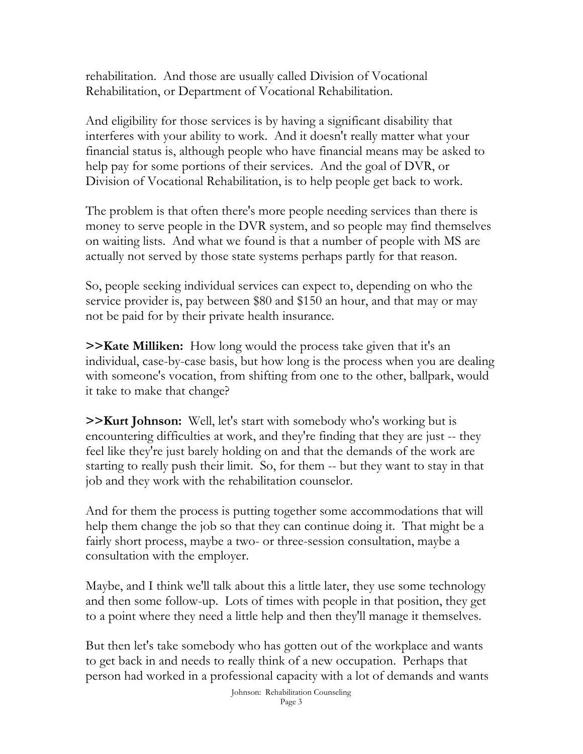rehabilitation. And those are usually called Division of Vocational Rehabilitation, or Department of Vocational Rehabilitation.

And eligibility for those services is by having a significant disability that interferes with your ability to work. And it doesn't really matter what your financial status is, although people who have financial means may be asked to help pay for some portions of their services. And the goal of DVR, or Division of Vocational Rehabilitation, is to help people get back to work.

The problem is that often there's more people needing services than there is money to serve people in the DVR system, and so people may find themselves on waiting lists. And what we found is that a number of people with MS are actually not served by those state systems perhaps partly for that reason.

So, people seeking individual services can expect to, depending on who the service provider is, pay between $80 and $150 an hour, and that may or may not be paid for by their private health insurance.

**>>Kate Milliken:** How long would the process take given that it's an individual, case-by-case basis, but how long is the process when you are dealing with someone's vocation, from shifting from one to the other, ballpark, would it take to make that change?

**>>Kurt Johnson:** Well, let's start with somebody who's working but is encountering difficulties at work, and they're finding that they are just -- they feel like they're just barely holding on and that the demands of the work are starting to really push their limit. So, for them -- but they want to stay in that job and they work with the rehabilitation counselor.

And for them the process is putting together some accommodations that will help them change the job so that they can continue doing it. That might be a fairly short process, maybe a two- or three-session consultation, maybe a consultation with the employer.

Maybe, and I think we'll talk about this a little later, they use some technology and then some follow-up. Lots of times with people in that position, they get to a point where they need a little help and then they'll manage it themselves.

But then let's take somebody who has gotten out of the workplace and wants to get back in and needs to really think of a new occupation. Perhaps that person had worked in a professional capacity with a lot of demands and wants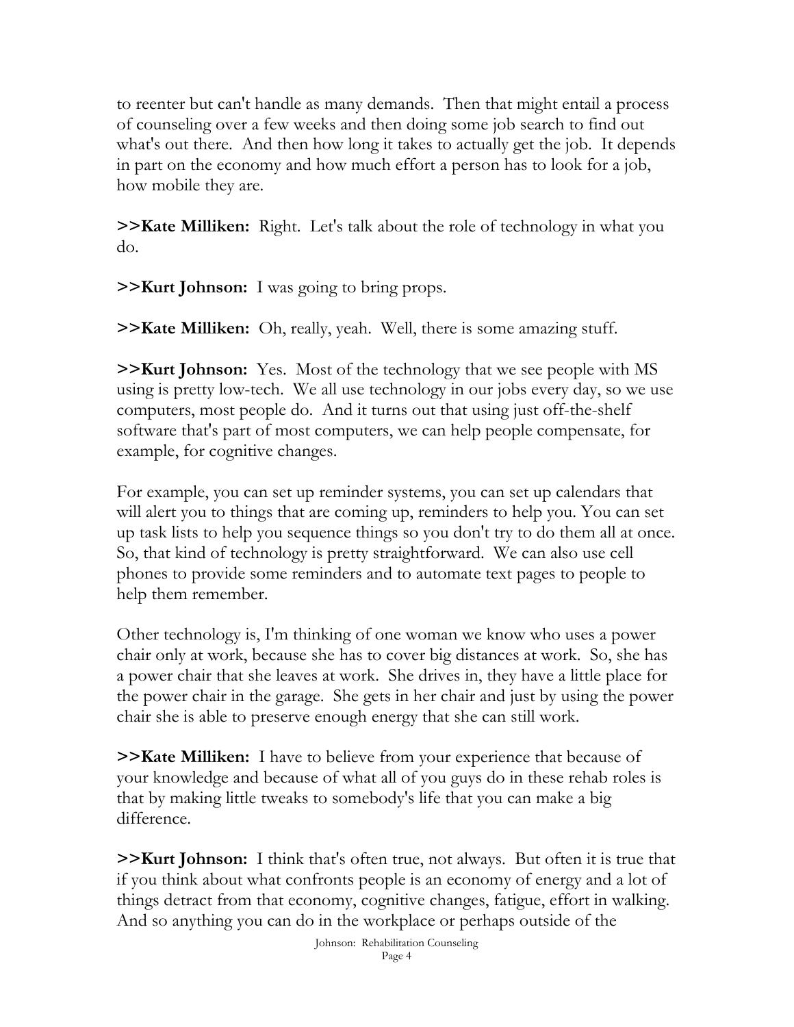to reenter but can't handle as many demands. Then that might entail a process of counseling over a few weeks and then doing some job search to find out what's out there. And then how long it takes to actually get the job. It depends in part on the economy and how much effort a person has to look for a job, how mobile they are.

**>>Kate Milliken:** Right. Let's talk about the role of technology in what you do.

**>>Kurt Johnson:** I was going to bring props.

**>>Kate Milliken:** Oh, really, yeah. Well, there is some amazing stuff.

**>>Kurt Johnson:** Yes. Most of the technology that we see people with MS using is pretty low-tech. We all use technology in our jobs every day, so we use computers, most people do. And it turns out that using just off-the-shelf software that's part of most computers, we can help people compensate, for example, for cognitive changes.

For example, you can set up reminder systems, you can set up calendars that will alert you to things that are coming up, reminders to help you. You can set up task lists to help you sequence things so you don't try to do them all at once. So, that kind of technology is pretty straightforward. We can also use cell phones to provide some reminders and to automate text pages to people to help them remember.

Other technology is, I'm thinking of one woman we know who uses a power chair only at work, because she has to cover big distances at work. So, she has a power chair that she leaves at work. She drives in, they have a little place for the power chair in the garage. She gets in her chair and just by using the power chair she is able to preserve enough energy that she can still work.

**>>Kate Milliken:** I have to believe from your experience that because of your knowledge and because of what all of you guys do in these rehab roles is that by making little tweaks to somebody's life that you can make a big difference.

**>>Kurt Johnson:** I think that's often true, not always. But often it is true that if you think about what confronts people is an economy of energy and a lot of things detract from that economy, cognitive changes, fatigue, effort in walking. And so anything you can do in the workplace or perhaps outside of the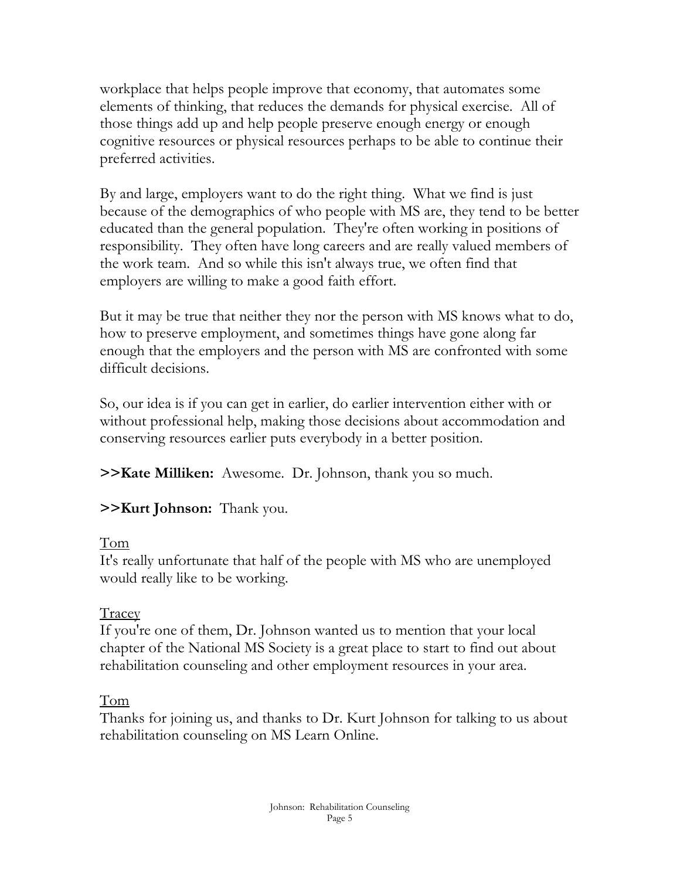workplace that helps people improve that economy, that automates some elements of thinking, that reduces the demands for physical exercise. All of those things add up and help people preserve enough energy or enough cognitive resources or physical resources perhaps to be able to continue their preferred activities.

By and large, employers want to do the right thing. What we find is just because of the demographics of who people with MS are, they tend to be better educated than the general population. They're often working in positions of responsibility. They often have long careers and are really valued members of the work team. And so while this isn't always true, we often find that employers are willing to make a good faith effort.

But it may be true that neither they nor the person with MS knows what to do, how to preserve employment, and sometimes things have gone along far enough that the employers and the person with MS are confronted with some difficult decisions.

So, our idea is if you can get in earlier, do earlier intervention either with or without professional help, making those decisions about accommodation and conserving resources earlier puts everybody in a better position.

**>>Kate Milliken:** Awesome. Dr. Johnson, thank you so much.

**>>Kurt Johnson:** Thank you.

<u>Tom</u>
It's really unfortunate that half of the people with MS who are unemployed would really like to be working.

<u>Tracey</u>
If you're one of them, Dr. Johnson wanted us to mention that your local chapter of the National MS Society is a great place to start to find out about rehabilitation counseling and other employment resources in your area.

<u>Tom</u>
Thanks for joining us, and thanks to Dr. Kurt Johnson for talking to us about rehabilitation counseling on MS Learn Online.